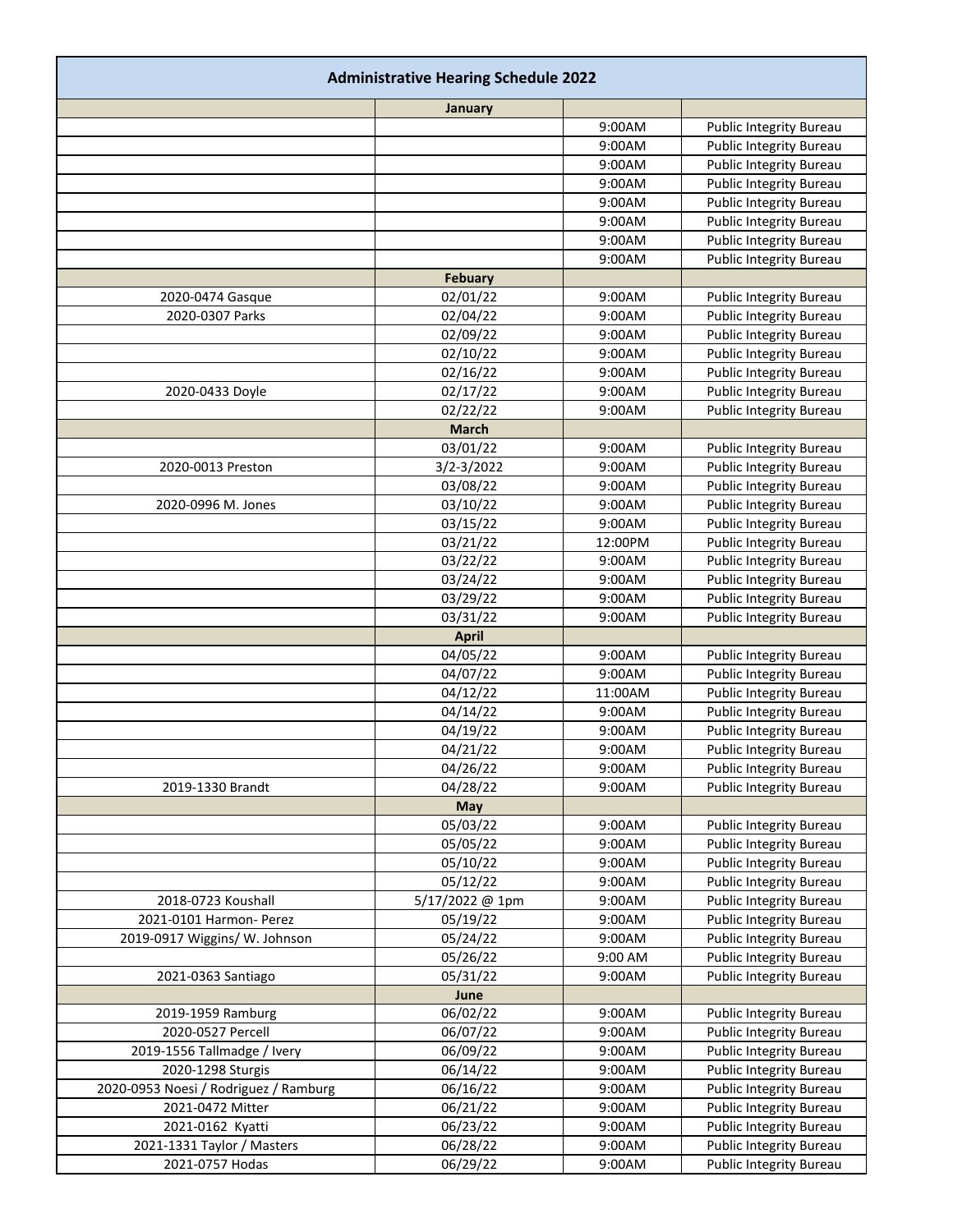# Administrative Hearing Schedule 2022

| | | | |
|---|---|---|---|
| | **January** | | |
| | | 9:00AM | Public Integrity Bureau |
| | | 9:00AM | Public Integrity Bureau |
| | | 9:00AM | Public Integrity Bureau |
| | | 9:00AM | Public Integrity Bureau |
| | | 9:00AM | Public Integrity Bureau |
| | | 9:00AM | Public Integrity Bureau |
| | | 9:00AM | Public Integrity Bureau |
| | | 9:00AM | Public Integrity Bureau |
| | **Febuary** | | |
| 2020-0474 Gasque | 02/01/22 | 9:00AM | Public Integrity Bureau |
| 2020-0307 Parks | 02/04/22 | 9:00AM | Public Integrity Bureau |
| | 02/09/22 | 9:00AM | Public Integrity Bureau |
| | 02/10/22 | 9:00AM | Public Integrity Bureau |
| | 02/16/22 | 9:00AM | Public Integrity Bureau |
| 2020-0433 Doyle | 02/17/22 | 9:00AM | Public Integrity Bureau |
| | 02/22/22 | 9:00AM | Public Integrity Bureau |
| | **March** | | |
| | 03/01/22 | 9:00AM | Public Integrity Bureau |
| 2020-0013 Preston | 3/2-3/2022 | 9:00AM | Public Integrity Bureau |
| | 03/08/22 | 9:00AM | Public Integrity Bureau |
| 2020-0996 M. Jones | 03/10/22 | 9:00AM | Public Integrity Bureau |
| | 03/15/22 | 9:00AM | Public Integrity Bureau |
| | 03/21/22 | 12:00PM | Public Integrity Bureau |
| | 03/22/22 | 9:00AM | Public Integrity Bureau |
| | 03/24/22 | 9:00AM | Public Integrity Bureau |
| | 03/29/22 | 9:00AM | Public Integrity Bureau |
| | 03/31/22 | 9:00AM | Public Integrity Bureau |
| | **April** | | |
| | 04/05/22 | 9:00AM | Public Integrity Bureau |
| | 04/07/22 | 9:00AM | Public Integrity Bureau |
| | 04/12/22 | 11:00AM | Public Integrity Bureau |
| | 04/14/22 | 9:00AM | Public Integrity Bureau |
| | 04/19/22 | 9:00AM | Public Integrity Bureau |
| | 04/21/22 | 9:00AM | Public Integrity Bureau |
| | 04/26/22 | 9:00AM | Public Integrity Bureau |
| 2019-1330 Brandt | 04/28/22 | 9:00AM | Public Integrity Bureau |
| | **May** | | |
| | 05/03/22 | 9:00AM | Public Integrity Bureau |
| | 05/05/22 | 9:00AM | Public Integrity Bureau |
| | 05/10/22 | 9:00AM | Public Integrity Bureau |
| | 05/12/22 | 9:00AM | Public Integrity Bureau |
| 2018-0723 Koushall | 5/17/2022 @ 1pm | 9:00AM | Public Integrity Bureau |
| 2021-0101 Harmon- Perez | 05/19/22 | 9:00AM | Public Integrity Bureau |
| 2019-0917 Wiggins/ W. Johnson | 05/24/22 | 9:00AM | Public Integrity Bureau |
| | 05/26/22 | 9:00 AM | Public Integrity Bureau |
| 2021-0363 Santiago | 05/31/22 | 9:00AM | Public Integrity Bureau |
| | **June** | | |
| 2019-1959 Ramburg | 06/02/22 | 9:00AM | Public Integrity Bureau |
| 2020-0527 Percell | 06/07/22 | 9:00AM | Public Integrity Bureau |
| 2019-1556 Tallmadge / Ivery | 06/09/22 | 9:00AM | Public Integrity Bureau |
| 2020-1298 Sturgis | 06/14/22 | 9:00AM | Public Integrity Bureau |
| 2020-0953 Noesi / Rodriguez / Ramburg | 06/16/22 | 9:00AM | Public Integrity Bureau |
| 2021-0472 Mitter | 06/21/22 | 9:00AM | Public Integrity Bureau |
| 2021-0162 Kyatti | 06/23/22 | 9:00AM | Public Integrity Bureau |
| 2021-1331 Taylor / Masters | 06/28/22 | 9:00AM | Public Integrity Bureau |
| 2021-0757 Hodas | 06/29/22 | 9:00AM | Public Integrity Bureau |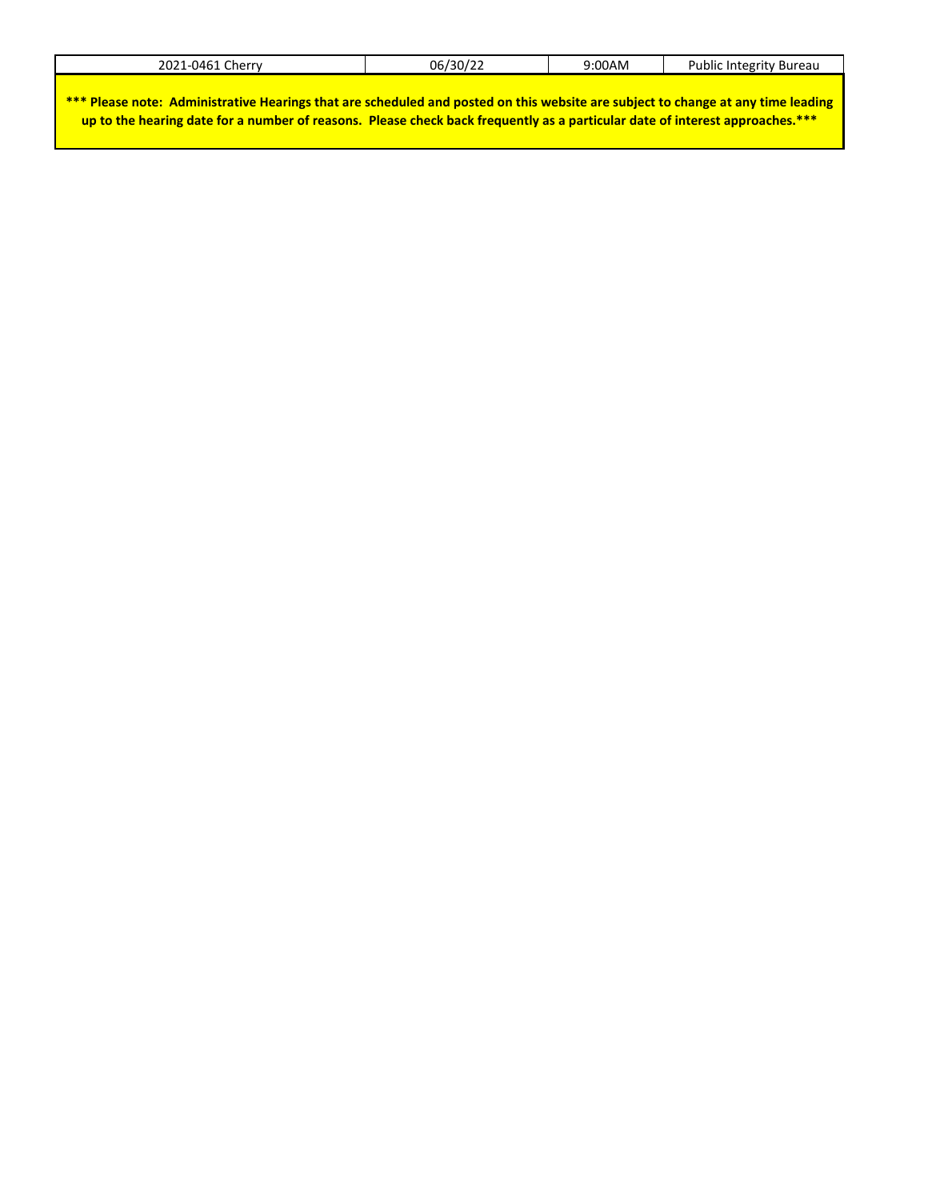| | | | |
|---|---|---|---|
| 2021-0461 Cherry | 06/30/22 | 9:00AM | Public Integrity Bureau |

**\*\*\* Please note: Administrative Hearings that are scheduled and posted on this website are subject to change at any time leading up to the hearing date for a number of reasons. Please check back frequently as a particular date of interest approaches.\*\*\***